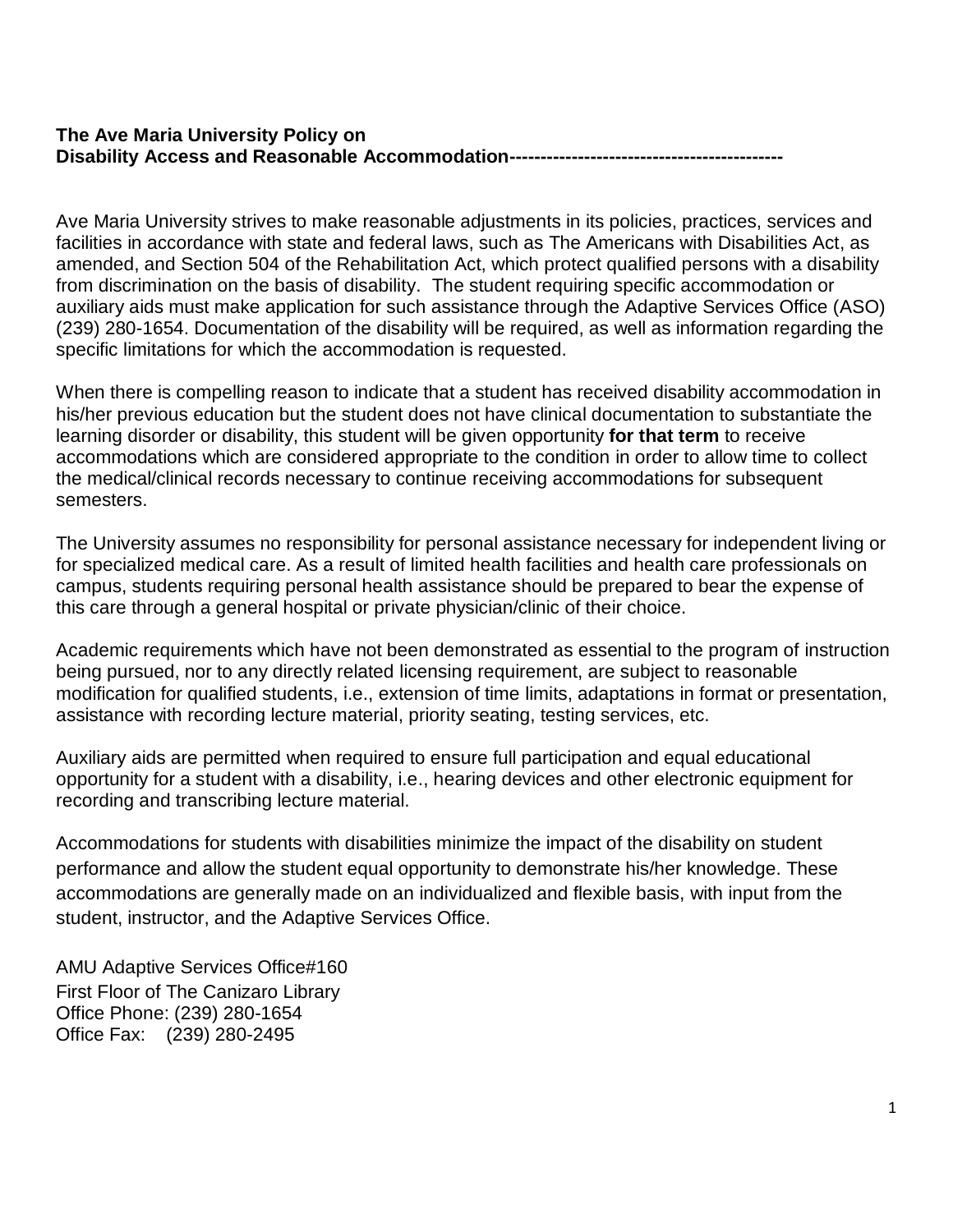**The Ave Maria University Policy on**
**Disability Access and Reasonable Accommodation--------------------------------------------**

Ave Maria University strives to make reasonable adjustments in its policies, practices, services and facilities in accordance with state and federal laws, such as The Americans with Disabilities Act, as amended, and Section 504 of the Rehabilitation Act, which protect qualified persons with a disability from discrimination on the basis of disability. The student requiring specific accommodation or auxiliary aids must make application for such assistance through the Adaptive Services Office (ASO) (239) 280-1654. Documentation of the disability will be required, as well as information regarding the specific limitations for which the accommodation is requested.

When there is compelling reason to indicate that a student has received disability accommodation in his/her previous education but the student does not have clinical documentation to substantiate the learning disorder or disability, this student will be given opportunity **for that term** to receive accommodations which are considered appropriate to the condition in order to allow time to collect the medical/clinical records necessary to continue receiving accommodations for subsequent semesters.

The University assumes no responsibility for personal assistance necessary for independent living or for specialized medical care. As a result of limited health facilities and health care professionals on campus, students requiring personal health assistance should be prepared to bear the expense of this care through a general hospital or private physician/clinic of their choice.

Academic requirements which have not been demonstrated as essential to the program of instruction being pursued, nor to any directly related licensing requirement, are subject to reasonable modification for qualified students, i.e., extension of time limits, adaptations in format or presentation, assistance with recording lecture material, priority seating, testing services, etc.

Auxiliary aids are permitted when required to ensure full participation and equal educational opportunity for a student with a disability, i.e., hearing devices and other electronic equipment for recording and transcribing lecture material.

Accommodations for students with disabilities minimize the impact of the disability on student performance and allow the student equal opportunity to demonstrate his/her knowledge. These accommodations are generally made on an individualized and flexible basis, with input from the student, instructor, and the Adaptive Services Office.

AMU Adaptive Services Office#160
First Floor of The Canizaro Library
Office Phone: (239) 280-1654
Office Fax: (239) 280-2495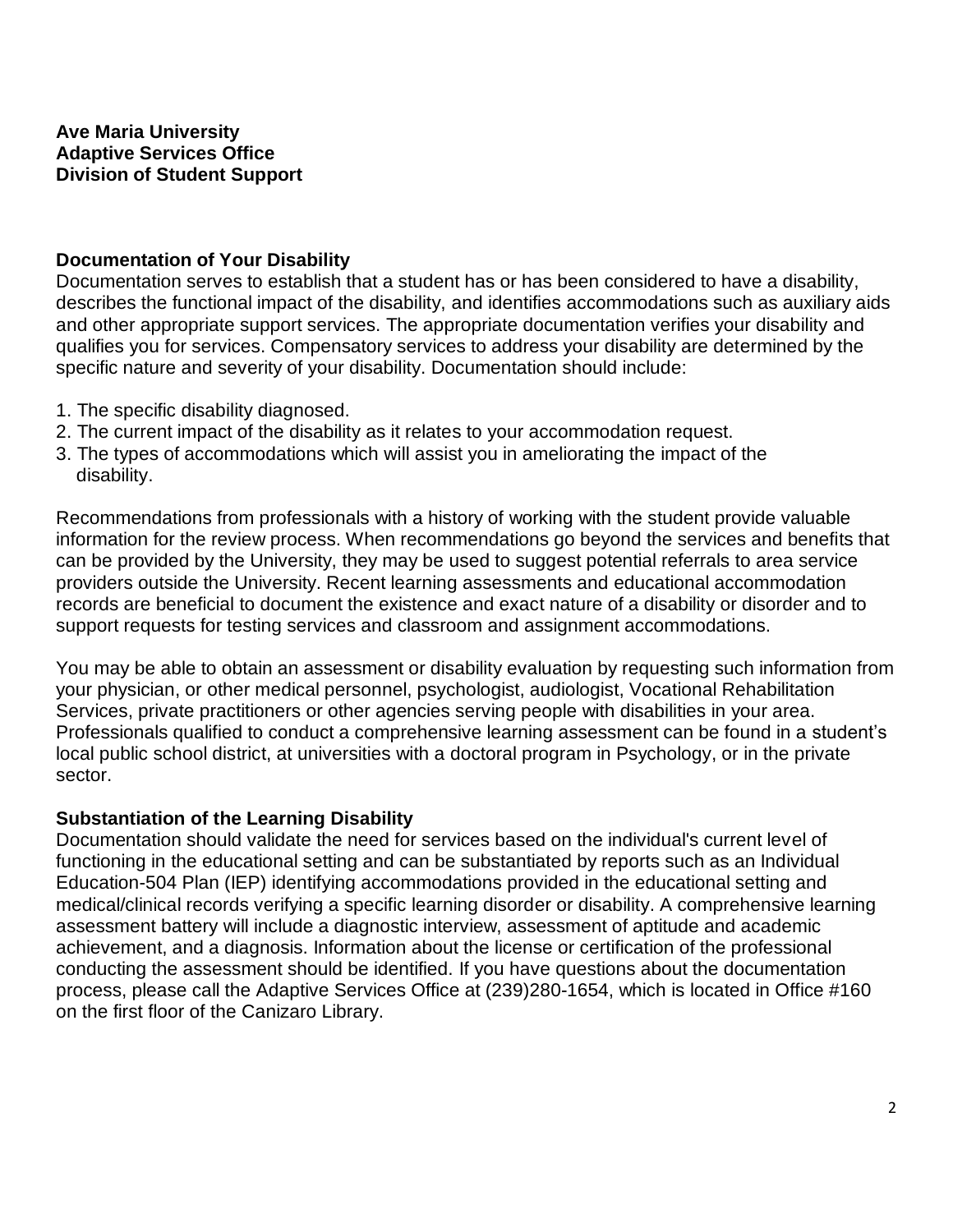**Ave Maria University**
**Adaptive Services Office**
**Division of Student Support**

## Documentation of Your Disability

Documentation serves to establish that a student has or has been considered to have a disability, describes the functional impact of the disability, and identifies accommodations such as auxiliary aids and other appropriate support services. The appropriate documentation verifies your disability and qualifies you for services. Compensatory services to address your disability are determined by the specific nature and severity of your disability. Documentation should include:

1. The specific disability diagnosed.
2. The current impact of the disability as it relates to your accommodation request.
3. The types of accommodations which will assist you in ameliorating the impact of the disability.

Recommendations from professionals with a history of working with the student provide valuable information for the review process. When recommendations go beyond the services and benefits that can be provided by the University, they may be used to suggest potential referrals to area service providers outside the University. Recent learning assessments and educational accommodation records are beneficial to document the existence and exact nature of a disability or disorder and to support requests for testing services and classroom and assignment accommodations.

You may be able to obtain an assessment or disability evaluation by requesting such information from your physician, or other medical personnel, psychologist, audiologist, Vocational Rehabilitation Services, private practitioners or other agencies serving people with disabilities in your area. Professionals qualified to conduct a comprehensive learning assessment can be found in a student's local public school district, at universities with a doctoral program in Psychology, or in the private sector.

## Substantiation of the Learning Disability

Documentation should validate the need for services based on the individual's current level of functioning in the educational setting and can be substantiated by reports such as an Individual Education-504 Plan (IEP) identifying accommodations provided in the educational setting and medical/clinical records verifying a specific learning disorder or disability. A comprehensive learning assessment battery will include a diagnostic interview, assessment of aptitude and academic achievement, and a diagnosis. Information about the license or certification of the professional conducting the assessment should be identified. If you have questions about the documentation process, please call the Adaptive Services Office at (239)280-1654, which is located in Office #160 on the first floor of the Canizaro Library.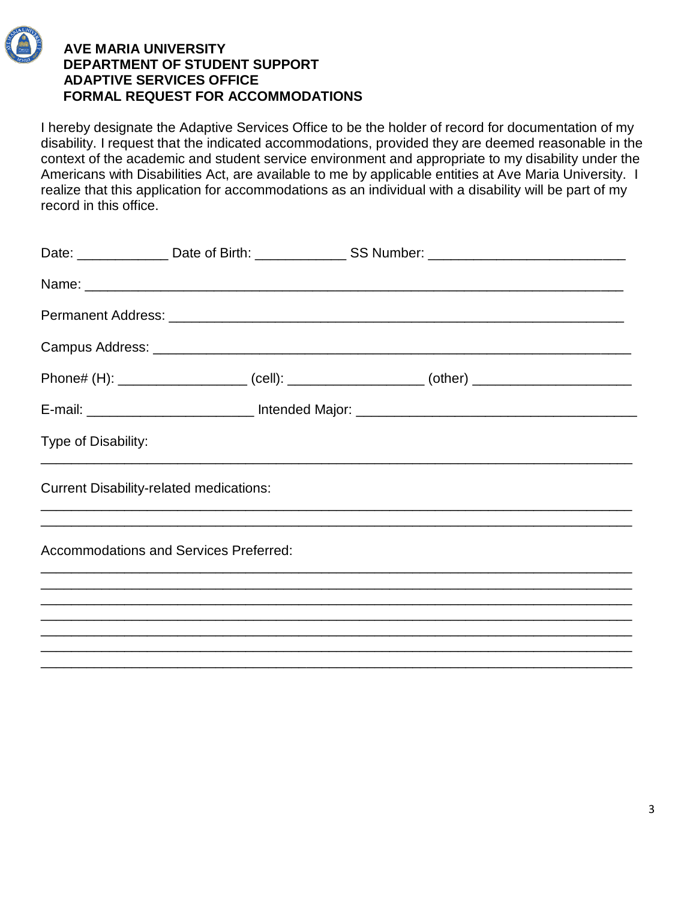**AVE MARIA UNIVERSITY**
**DEPARTMENT OF STUDENT SUPPORT**
**ADAPTIVE SERVICES OFFICE**
**FORMAL REQUEST FOR ACCOMMODATIONS**

I hereby designate the Adaptive Services Office to be the holder of record for documentation of my disability. I request that the indicated accommodations, provided they are deemed reasonable in the context of the academic and student service environment and appropriate to my disability under the Americans with Disabilities Act, are available to me by applicable entities at Ave Maria University. I realize that this application for accommodations as an individual with a disability will be part of my record in this office.

Date: ____________ Date of Birth: ____________ SS Number: _________________________

Name: ______________________________________________________________________

Permanent Address: ___________________________________________________________

Campus Address: _____________________________________________________________

Phone# (H): _________________ (cell): _________________ (other) ____________________

E-mail: ______________________ Intended Major: ____________________________________

Type of Disability:
_____________________________________________________________________________

Current Disability-related medications:
_____________________________________________________________________________
_____________________________________________________________________________

Accommodations and Services Preferred:
_____________________________________________________________________________
_____________________________________________________________________________
_____________________________________________________________________________
_____________________________________________________________________________
_____________________________________________________________________________
_____________________________________________________________________________
_____________________________________________________________________________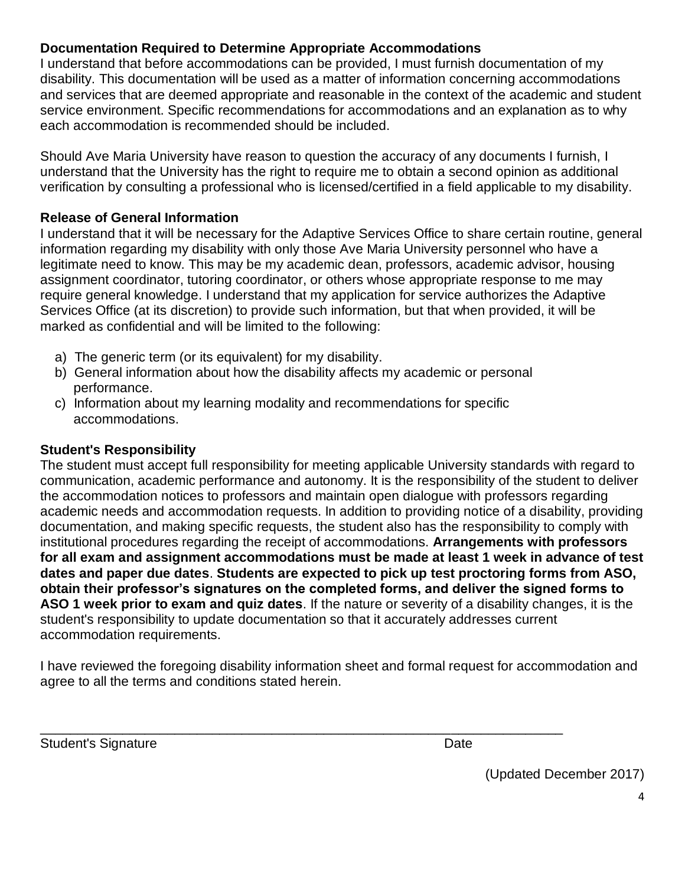### Documentation Required to Determine Appropriate Accommodations

I understand that before accommodations can be provided, I must furnish documentation of my disability. This documentation will be used as a matter of information concerning accommodations and services that are deemed appropriate and reasonable in the context of the academic and student service environment. Specific recommendations for accommodations and an explanation as to why each accommodation is recommended should be included.

Should Ave Maria University have reason to question the accuracy of any documents I furnish, I understand that the University has the right to require me to obtain a second opinion as additional verification by consulting a professional who is licensed/certified in a field applicable to my disability.

### Release of General Information

I understand that it will be necessary for the Adaptive Services Office to share certain routine, general information regarding my disability with only those Ave Maria University personnel who have a legitimate need to know. This may be my academic dean, professors, academic advisor, housing assignment coordinator, tutoring coordinator, or others whose appropriate response to me may require general knowledge. I understand that my application for service authorizes the Adaptive Services Office (at its discretion) to provide such information, but that when provided, it will be marked as confidential and will be limited to the following:

a) The generic term (or its equivalent) for my disability.
b) General information about how the disability affects my academic or personal performance.
c) Information about my learning modality and recommendations for specific accommodations.

### Student's Responsibility

The student must accept full responsibility for meeting applicable University standards with regard to communication, academic performance and autonomy. It is the responsibility of the student to deliver the accommodation notices to professors and maintain open dialogue with professors regarding academic needs and accommodation requests. In addition to providing notice of a disability, providing documentation, and making specific requests, the student also has the responsibility to comply with institutional procedures regarding the receipt of accommodations. **Arrangements with professors for all exam and assignment accommodations must be made at least 1 week in advance of test dates and paper due dates**. **Students are expected to pick up test proctoring forms from ASO, obtain their professor's signatures on the completed forms, and deliver the signed forms to ASO 1 week prior to exam and quiz dates**. If the nature or severity of a disability changes, it is the student's responsibility to update documentation so that it accurately addresses current accommodation requirements.

I have reviewed the foregoing disability information sheet and formal request for accommodation and agree to all the terms and conditions stated herein.

\_\_\_\_\_\_\_\_\_\_\_\_\_\_\_\_\_\_\_\_\_\_\_\_\_\_\_\_\_\_\_\_\_\_\_\_\_\_\_\_\_\_\_\_\_\_\_\_\_\_\_\_\_\_\_\_\_\_\_\_\_\_\_\_\_\_\_\_\_\_

Student's Signature                                                                 Date

(Updated December 2017)